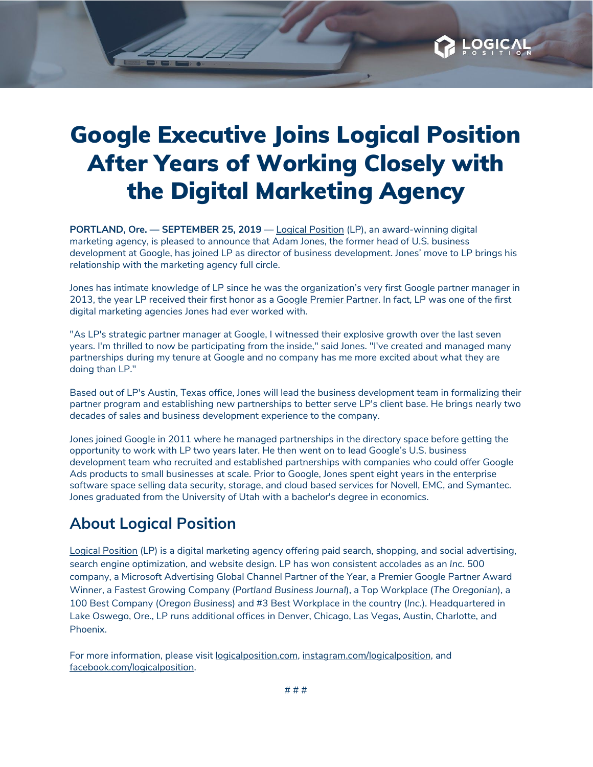# Google Executive Joins Logical Position After Years of Working Closely with the Digital Marketing Agency

**PORTLAND, Ore. — SEPTEMBER 25, 2019** — Logical Position (LP), an award-winning digital marketing agency, is pleased to announce that Adam Jones, the former head of U.S. business development at Google, has joined LP as director of business development. Jones' move to LP brings his relationship with the marketing agency full circle.

Jones has intimate knowledge of LP since he was the organization's very first Google partner manager in 2013, the year LP received their first honor as a Google Premier Partner. In fact, LP was one of the first digital marketing agencies Jones had ever worked with.

"As LP's strategic partner manager at Google, I witnessed their explosive growth over the last seven years. I'm thrilled to now be participating from the inside," said Jones. "I've created and managed many partnerships during my tenure at Google and no company has me more excited about what they are doing than LP."

Based out of LP's Austin, Texas office, Jones will lead the business development team in formalizing their partner program and establishing new partnerships to better serve LP's client base. He brings nearly two decades of sales and business development experience to the company.

Jones joined Google in 2011 where he managed partnerships in the directory space before getting the opportunity to work with LP two years later. He then went on to lead Google's U.S. business development team who recruited and established partnerships with companies who could offer Google Ads products to small businesses at scale. Prior to Google, Jones spent eight years in the enterprise software space selling data security, storage, and cloud based services for Novell, EMC, and Symantec. Jones graduated from the University of Utah with a bachelor's degree in economics.

## About Logical Position

Logical Position (LP) is a digital marketing agency offering paid search, shopping, and social advertising, search engine optimization, and website design. LP has won consistent accolades as an *Inc.* 500 company, a Microsoft Advertising Global Channel Partner of the Year, a Premier Google Partner Award Winner, a Fastest Growing Company (*Portland Business Journal*), a Top Workplace (*The Oregonian*), a 100 Best Company (*Oregon Business*) and #3 Best Workplace in the country (*Inc.*). Headquartered in Lake Oswego, Ore., LP runs additional offices in Denver, Chicago, Las Vegas, Austin, Charlotte, and Phoenix.

For more information, please visit logicalposition.com, instagram.com/logicalposition, and facebook.com/logicalposition.

# # #